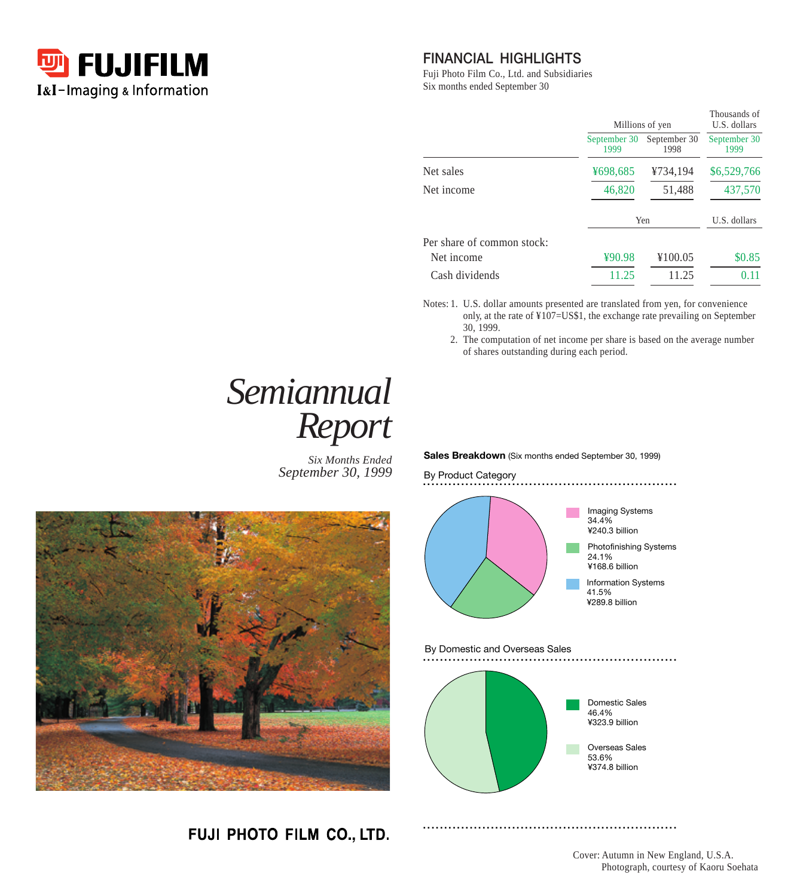FUJIFILM

I&I–Imaging & Information

# Semiannual Report

*Six Months Ended*
*September 30, 1999*

## FINANCIAL HIGHLIGHTS

Fuji Photo Film Co., Ltd. and Subsidiaries
Six months ended September 30

| | Millions of yen | | Thousands of U.S. dollars |
|---|---|---|---|
| | September 30 1999 | September 30 1998 | September 30 1999 |
| Net sales | ¥698,685 | ¥734,194 | $6,529,766 |
| Net income | 46,820 | 51,488 | 437,570 |
| | Yen | | U.S. dollars |
| Per share of common stock: | | | |
| Net income | ¥90.98 | ¥100.05 | $0.85 |
| Cash dividends | 11.25 | 11.25 | 0.11 |

Notes: 1. U.S. dollar amounts presented are translated from yen, for convenience only, at the rate of ¥107=US$1, the exchange rate prevailing on September 30, 1999.
2. The computation of net income per share is based on the average number of shares outstanding during each period.

**Sales Breakdown** (Six months ended September 30, 1999)

By Product Category

- Imaging Systems 34.4% ¥240.3 billion
- Photofinishing Systems 24.1% ¥168.6 billion
- Information Systems 41.5% ¥289.8 billion

By Domestic and Overseas Sales

- Domestic Sales 46.4% ¥323.9 billion
- Overseas Sales 53.6% ¥374.8 billion

**FUJI PHOTO FILM CO., LTD.**

Cover: Autumn in New England, U.S.A.
Photograph, courtesy of Kaoru Soehata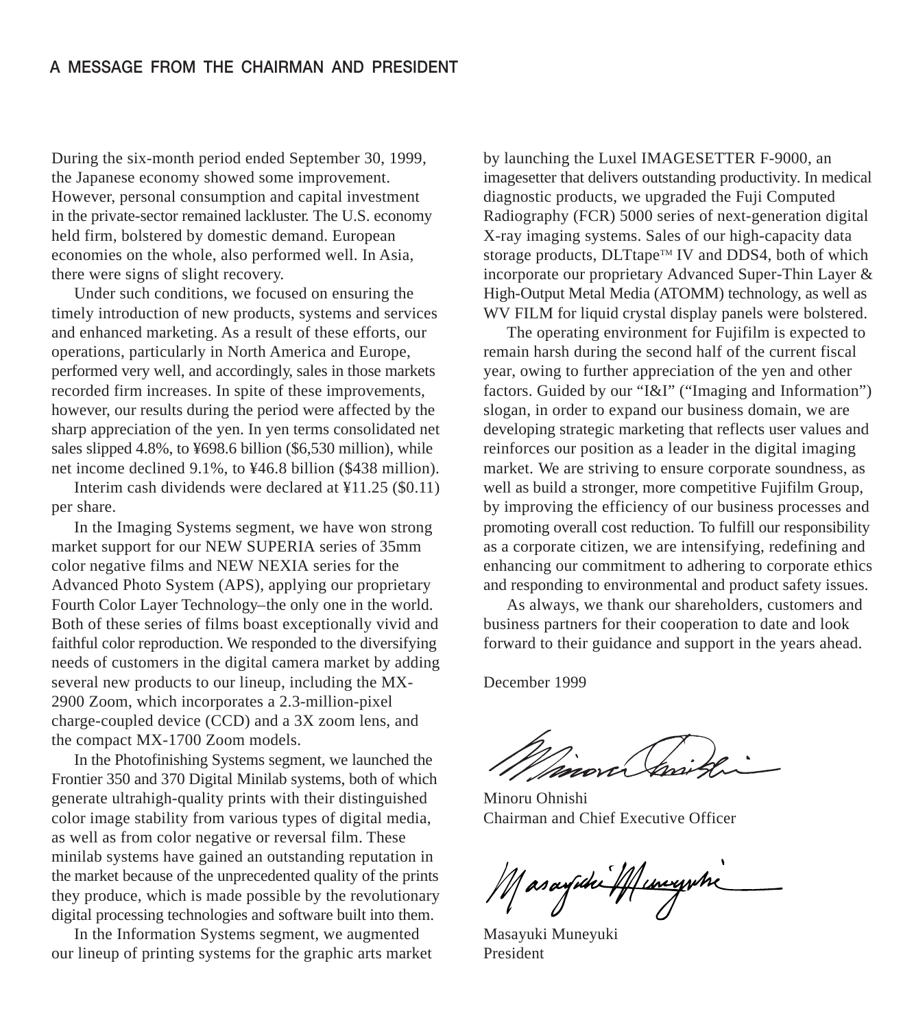## A MESSAGE FROM THE CHAIRMAN AND PRESIDENT

During the six-month period ended September 30, 1999, the Japanese economy showed some improvement. However, personal consumption and capital investment in the private-sector remained lackluster. The U.S. economy held firm, bolstered by domestic demand. European economies on the whole, also performed well. In Asia, there were signs of slight recovery.

Under such conditions, we focused on ensuring the timely introduction of new products, systems and services and enhanced marketing. As a result of these efforts, our operations, particularly in North America and Europe, performed very well, and accordingly, sales in those markets recorded firm increases. In spite of these improvements, however, our results during the period were affected by the sharp appreciation of the yen. In yen terms consolidated net sales slipped 4.8%, to ¥698.6 billion ($6,530 million), while net income declined 9.1%, to ¥46.8 billion ($438 million).

Interim cash dividends were declared at ¥11.25 ($0.11) per share.

In the Imaging Systems segment, we have won strong market support for our NEW SUPERIA series of 35mm color negative films and NEW NEXIA series for the Advanced Photo System (APS), applying our proprietary Fourth Color Layer Technology–the only one in the world. Both of these series of films boast exceptionally vivid and faithful color reproduction. We responded to the diversifying needs of customers in the digital camera market by adding several new products to our lineup, including the MX-2900 Zoom, which incorporates a 2.3-million-pixel charge-coupled device (CCD) and a 3X zoom lens, and the compact MX-1700 Zoom models.

In the Photofinishing Systems segment, we launched the Frontier 350 and 370 Digital Minilab systems, both of which generate ultrahigh-quality prints with their distinguished color image stability from various types of digital media, as well as from color negative or reversal film. These minilab systems have gained an outstanding reputation in the market because of the unprecedented quality of the prints they produce, which is made possible by the revolutionary digital processing technologies and software built into them.

In the Information Systems segment, we augmented our lineup of printing systems for the graphic arts market by launching the Luxel IMAGESETTER F-9000, an imagesetter that delivers outstanding productivity. In medical diagnostic products, we upgraded the Fuji Computed Radiography (FCR) 5000 series of next-generation digital X-ray imaging systems. Sales of our high-capacity data storage products, DLTtape™ IV and DDS4, both of which incorporate our proprietary Advanced Super-Thin Layer & High-Output Metal Media (ATOMM) technology, as well as WV FILM for liquid crystal display panels were bolstered.

The operating environment for Fujifilm is expected to remain harsh during the second half of the current fiscal year, owing to further appreciation of the yen and other factors. Guided by our "I&I" ("Imaging and Information") slogan, in order to expand our business domain, we are developing strategic marketing that reflects user values and reinforces our position as a leader in the digital imaging market. We are striving to ensure corporate soundness, as well as build a stronger, more competitive Fujifilm Group, by improving the efficiency of our business processes and promoting overall cost reduction. To fulfill our responsibility as a corporate citizen, we are intensifying, redefining and enhancing our commitment to adhering to corporate ethics and responding to environmental and product safety issues.

As always, we thank our shareholders, customers and business partners for their cooperation to date and look forward to their guidance and support in the years ahead.

December 1999

Minoru Ohnishi
Chairman and Chief Executive Officer

Masayuki Muneyuki
President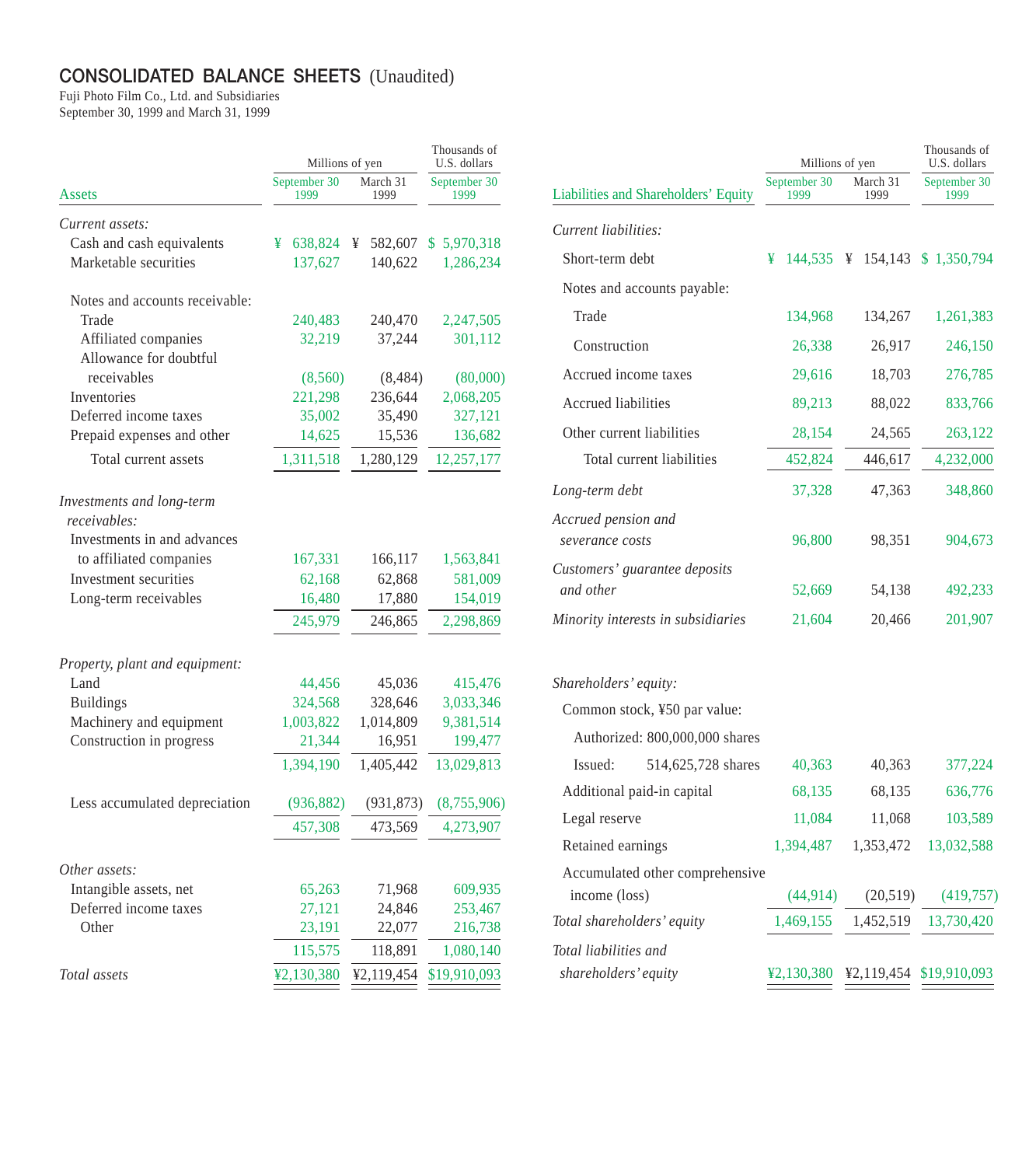# CONSOLIDATED BALANCE SHEETS (Unaudited)

Fuji Photo Film Co., Ltd. and Subsidiaries
September 30, 1999 and March 31, 1999

| Assets | Millions of yen | | Thousands of U.S. dollars |
|---|---|---|---|
| | September 30 1999 | March 31 1999 | September 30 1999 |
| *Current assets:* | | | |
| Cash and cash equivalents | ¥ 638,824 | ¥ 582,607 | $ 5,970,318 |
| Marketable securities | 137,627 | 140,622 | 1,286,234 |
| Notes and accounts receivable: | | | |
| Trade | 240,483 | 240,470 | 2,247,505 |
| Affiliated companies | 32,219 | 37,244 | 301,112 |
| Allowance for doubtful receivables | (8,560) | (8,484) | (80,000) |
| Inventories | 221,298 | 236,644 | 2,068,205 |
| Deferred income taxes | 35,002 | 35,490 | 327,121 |
| Prepaid expenses and other | 14,625 | 15,536 | 136,682 |
| Total current assets | 1,311,518 | 1,280,129 | 12,257,177 |
| *Investments and long-term receivables:* | | | |
| Investments in and advances to affiliated companies | 167,331 | 166,117 | 1,563,841 |
| Investment securities | 62,168 | 62,868 | 581,009 |
| Long-term receivables | 16,480 | 17,880 | 154,019 |
| | 245,979 | 246,865 | 2,298,869 |
| *Property, plant and equipment:* | | | |
| Land | 44,456 | 45,036 | 415,476 |
| Buildings | 324,568 | 328,646 | 3,033,346 |
| Machinery and equipment | 1,003,822 | 1,014,809 | 9,381,514 |
| Construction in progress | 21,344 | 16,951 | 199,477 |
| | 1,394,190 | 1,405,442 | 13,029,813 |
| Less accumulated depreciation | (936,882) | (931,873) | (8,755,906) |
| | 457,308 | 473,569 | 4,273,907 |
| *Other assets:* | | | |
| Intangible assets, net | 65,263 | 71,968 | 609,935 |
| Deferred income taxes | 27,121 | 24,846 | 253,467 |
| Other | 23,191 | 22,077 | 216,738 |
| | 115,575 | 118,891 | 1,080,140 |
| *Total assets* | ¥2,130,380 | ¥2,119,454 | $19,910,093 |

| Liabilities and Shareholders' Equity | Millions of yen | | Thousands of U.S. dollars |
|---|---|---|---|
| | September 30 1999 | March 31 1999 | September 30 1999 |
| *Current liabilities:* | | | |
| Short-term debt | ¥ 144,535 | ¥ 154,143 | $ 1,350,794 |
| Notes and accounts payable: | | | |
| Trade | 134,968 | 134,267 | 1,261,383 |
| Construction | 26,338 | 26,917 | 246,150 |
| Accrued income taxes | 29,616 | 18,703 | 276,785 |
| Accrued liabilities | 89,213 | 88,022 | 833,766 |
| Other current liabilities | 28,154 | 24,565 | 263,122 |
| Total current liabilities | 452,824 | 446,617 | 4,232,000 |
| *Long-term debt* | 37,328 | 47,363 | 348,860 |
| *Accrued pension and severance costs* | 96,800 | 98,351 | 904,673 |
| *Customers' guarantee deposits and other* | 52,669 | 54,138 | 492,233 |
| *Minority interests in subsidiaries* | 21,604 | 20,466 | 201,907 |
| *Shareholders' equity:* | | | |
| Common stock, ¥50 par value: | | | |
| Authorized: 800,000,000 shares | | | |
| Issued: 514,625,728 shares | 40,363 | 40,363 | 377,224 |
| Additional paid-in capital | 68,135 | 68,135 | 636,776 |
| Legal reserve | 11,084 | 11,068 | 103,589 |
| Retained earnings | 1,394,487 | 1,353,472 | 13,032,588 |
| Accumulated other comprehensive income (loss) | (44,914) | (20,519) | (419,757) |
| *Total shareholders' equity* | 1,469,155 | 1,452,519 | 13,730,420 |
| *Total liabilities and shareholders' equity* | ¥2,130,380 | ¥2,119,454 | $19,910,093 |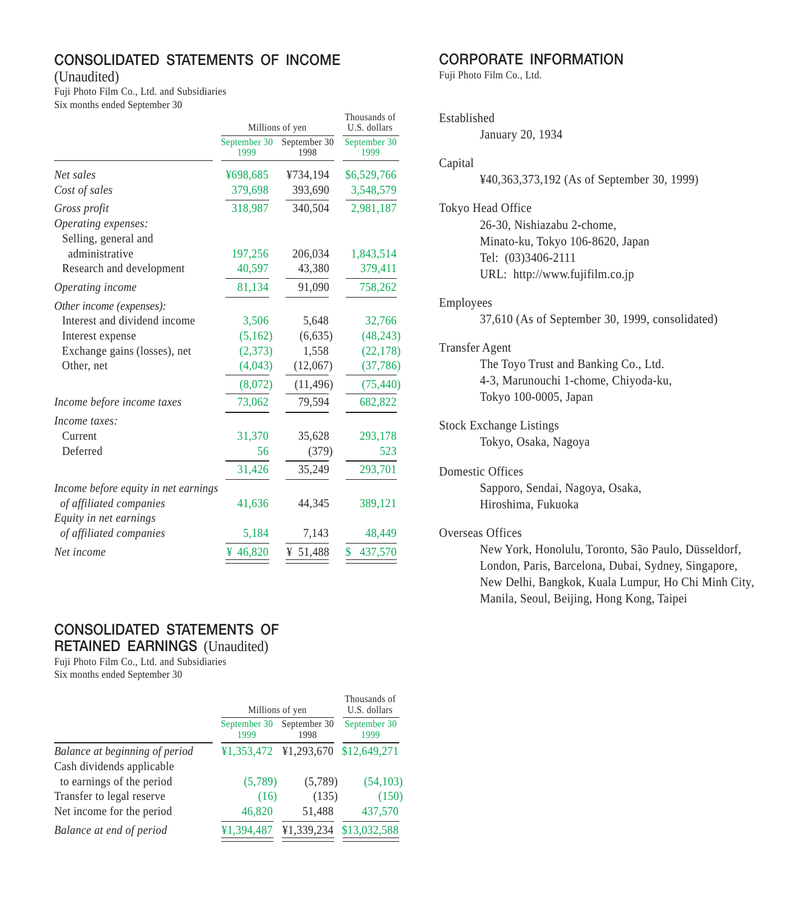## CONSOLIDATED STATEMENTS OF INCOME

(Unaudited)

Fuji Photo Film Co., Ltd. and Subsidiaries
Six months ended September 30

| | Millions of yen | | Thousands of U.S. dollars |
|---|---|---|---|
| | September 30 1999 | September 30 1998 | September 30 1999 |
| *Net sales* | ¥698,685 | ¥734,194 | $6,529,766 |
| *Cost of sales* | 379,698 | 393,690 | 3,548,579 |
| *Gross profit* | 318,987 | 340,504 | 2,981,187 |
| *Operating expenses:* | | | |
| Selling, general and administrative | 197,256 | 206,034 | 1,843,514 |
| Research and development | 40,597 | 43,380 | 379,411 |
| *Operating income* | 81,134 | 91,090 | 758,262 |
| *Other income (expenses):* | | | |
| Interest and dividend income | 3,506 | 5,648 | 32,766 |
| Interest expense | (5,162) | (6,635) | (48,243) |
| Exchange gains (losses), net | (2,373) | 1,558 | (22,178) |
| Other, net | (4,043) | (12,067) | (37,786) |
| | (8,072) | (11,496) | (75,440) |
| *Income before income taxes* | 73,062 | 79,594 | 682,822 |
| *Income taxes:* | | | |
| Current | 31,370 | 35,628 | 293,178 |
| Deferred | 56 | (379) | 523 |
| | 31,426 | 35,249 | 293,701 |
| *Income before equity in net earnings of affiliated companies* | 41,636 | 44,345 | 389,121 |
| *Equity in net earnings of affiliated companies* | 5,184 | 7,143 | 48,449 |
| *Net income* | ¥ 46,820 | ¥ 51,488 | $ 437,570 |

## CONSOLIDATED STATEMENTS OF RETAINED EARNINGS (Unaudited)

Fuji Photo Film Co., Ltd. and Subsidiaries
Six months ended September 30

| | Millions of yen | | Thousands of U.S. dollars |
|---|---|---|---|
| | September 30 1999 | September 30 1998 | September 30 1999 |
| *Balance at beginning of period* | ¥1,353,472 | ¥1,293,670 | $12,649,271 |
| Cash dividends applicable to earnings of the period | (5,789) | (5,789) | (54,103) |
| Transfer to legal reserve | (16) | (135) | (150) |
| Net income for the period | 46,820 | 51,488 | 437,570 |
| *Balance at end of period* | ¥1,394,487 | ¥1,339,234 | $13,032,588 |

## CORPORATE INFORMATION

Fuji Photo Film Co., Ltd.

**Established**
January 20, 1934

**Capital**
¥40,363,373,192 (As of September 30, 1999)

**Tokyo Head Office**
26-30, Nishiazabu 2-chome,
Minato-ku, Tokyo 106-8620, Japan
Tel: (03)3406-2111
URL: http://www.fujifilm.co.jp

**Employees**
37,610 (As of September 30, 1999, consolidated)

**Transfer Agent**
The Toyo Trust and Banking Co., Ltd.
4-3, Marunouchi 1-chome, Chiyoda-ku,
Tokyo 100-0005, Japan

**Stock Exchange Listings**
Tokyo, Osaka, Nagoya

**Domestic Offices**
Sapporo, Sendai, Nagoya, Osaka,
Hiroshima, Fukuoka

**Overseas Offices**
New York, Honolulu, Toronto, São Paulo, Düsseldorf,
London, Paris, Barcelona, Dubai, Sydney, Singapore,
New Delhi, Bangkok, Kuala Lumpur, Ho Chi Minh City,
Manila, Seoul, Beijing, Hong Kong, Taipei